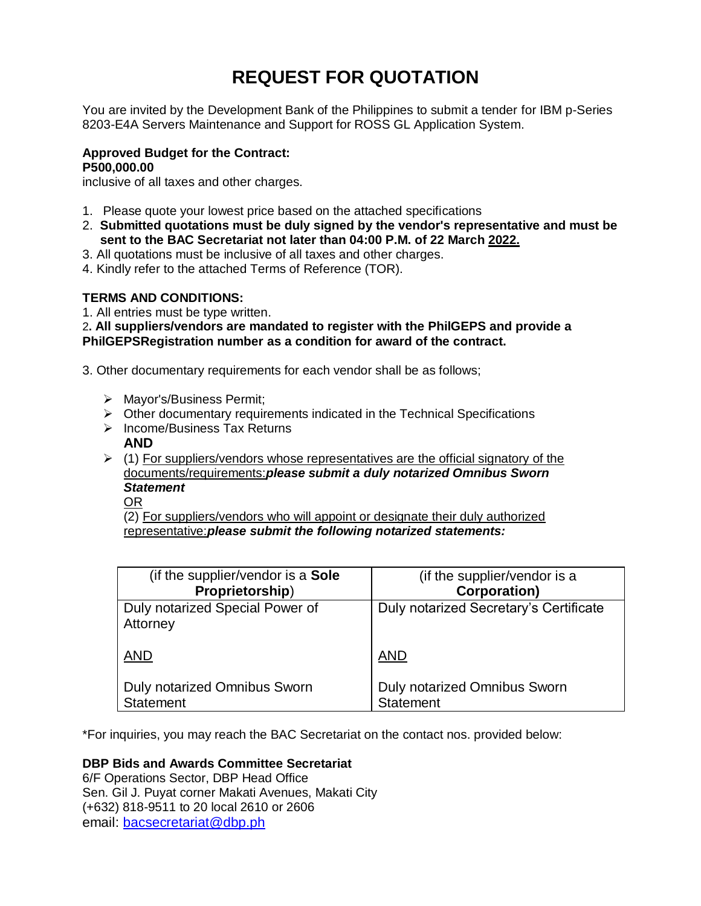# REQUEST FOR QUOTATION

You are invited by the Development Bank of the Philippines to submit a tender for IBM p-Series 8203-E4A Servers Maintenance and Support for ROSS GL Application System.

**Approved Budget for the Contract:**
**P500,000.00**
inclusive of all taxes and other charges.

1. Please quote your lowest price based on the attached specifications
2. **Submitted quotations must be duly signed by the vendor's representative and must be sent to the BAC Secretariat not later than 04:00 P.M. of 22 March <u>2022.</u>**
3. All quotations must be inclusive of all taxes and other charges.
4. Kindly refer to the attached Terms of Reference (TOR).

**TERMS AND CONDITIONS:**

1. All entries must be type written.
2. **All suppliers/vendors are mandated to register with the PhilGEPS and provide a PhilGEPSRegistration number as a condition for award of the contract.**
3. Other documentary requirements for each vendor shall be as follows;

- Mayor's/Business Permit;
- Other documentary requirements indicated in the Technical Specifications
- Income/Business Tax Returns

  **AND**

- (1) <u>For suppliers/vendors whose representatives are the official signatory of the documents/requirements:</u>***please submit a duly notarized Omnibus Sworn Statement***

  <u>OR</u>

  (2) <u>For suppliers/vendors who will appoint or designate their duly authorized representative:</u>***please submit the following notarized statements:***

| (if the supplier/vendor is a **Sole Proprietorship**) | (if the supplier/vendor is a **Corporation)** |
|---|---|
| Duly notarized Special Power of Attorney<br><br><u>AND</u><br><br>Duly notarized Omnibus Sworn Statement | Duly notarized Secretary's Certificate<br><br><u>AND</u><br><br>Duly notarized Omnibus Sworn Statement |

*For inquiries, you may reach the BAC Secretariat on the contact nos. provided below:

**DBP Bids and Awards Committee Secretariat**
6/F Operations Sector, DBP Head Office
Sen. Gil J. Puyat corner Makati Avenues, Makati City
(+632) 818-9511 to 20 local 2610 or 2606
email: bacsecretariat@dbp.ph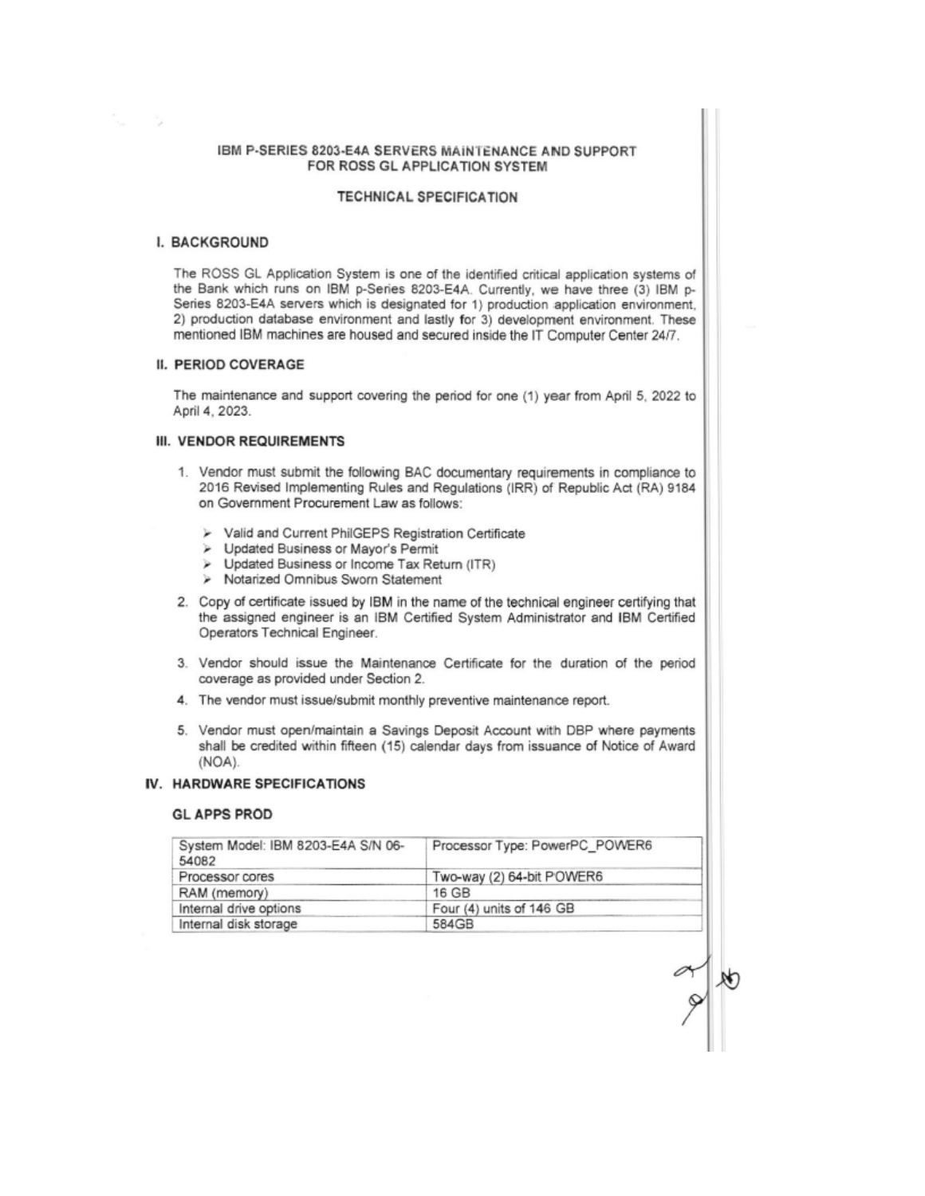# IBM P-SERIES 8203-E4A SERVERS MAINTENANCE AND SUPPORT FOR ROSS GL APPLICATION SYSTEM

## TECHNICAL SPECIFICATION

### I. BACKGROUND

The ROSS GL Application System is one of the identified critical application systems of the Bank which runs on IBM p-Series 8203-E4A. Currently, we have three (3) IBM p-Series 8203-E4A servers which is designated for 1) production application environment, 2) production database environment and lastly for 3) development environment. These mentioned IBM machines are housed and secured inside the IT Computer Center 24/7.

### II. PERIOD COVERAGE

The maintenance and support covering the period for one (1) year from April 5, 2022 to April 4, 2023.

### III. VENDOR REQUIREMENTS

1. Vendor must submit the following BAC documentary requirements in compliance to 2016 Revised Implementing Rules and Regulations (IRR) of Republic Act (RA) 9184 on Government Procurement Law as follows:
   - Valid and Current PhilGEPS Registration Certificate
   - Updated Business or Mayor's Permit
   - Updated Business or Income Tax Return (ITR)
   - Notarized Omnibus Sworn Statement
2. Copy of certificate issued by IBM in the name of the technical engineer certifying that the assigned engineer is an IBM Certified System Administrator and IBM Certified Operators Technical Engineer.
3. Vendor should issue the Maintenance Certificate for the duration of the period coverage as provided under Section 2.
4. The vendor must issue/submit monthly preventive maintenance report.
5. Vendor must open/maintain a Savings Deposit Account with DBP where payments shall be credited within fifteen (15) calendar days from issuance of Notice of Award (NOA).

### IV. HARDWARE SPECIFICATIONS

#### GL APPS PROD

| System Model: IBM 8203-E4A S/N 06-54082 | Processor Type: PowerPC_POWER6 |
|---|---|
| Processor cores | Two-way (2) 64-bit POWER6 |
| RAM (memory) | 16 GB |
| Internal drive options | Four (4) units of 146 GB |
| Internal disk storage | 584GB |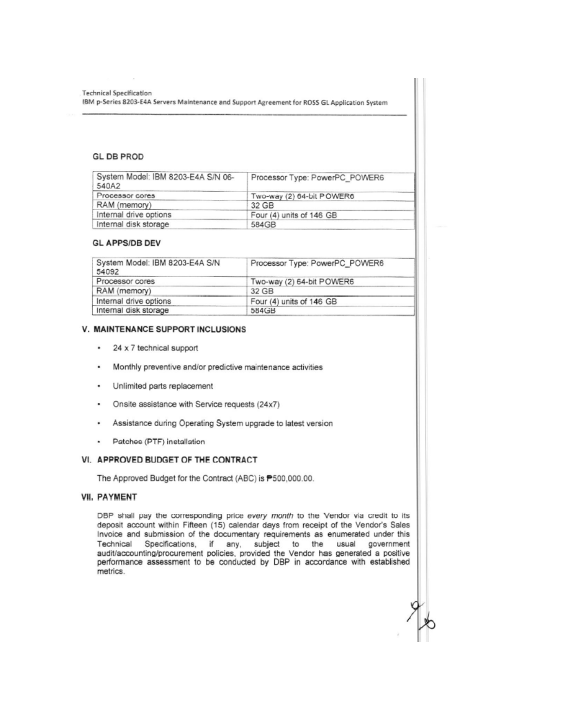### GL DB PROD

| System Model: IBM 8203-E4A S/N 06-540A2 | Processor Type: PowerPC_POWER6 |
| --- | --- |
| Processor cores | Two-way (2) 64-bit POWER6 |
| RAM (memory) | 32 GB |
| Internal drive options | Four (4) units of 146 GB |
| Internal disk storage | 584GB |

### GL APPS/DB DEV

| System Model: IBM 8203-E4A S/N 54092 | Processor Type: PowerPC_POWER6 |
| --- | --- |
| Processor cores | Two-way (2) 64-bit POWER6 |
| RAM (memory) | 32 GB |
| Internal drive options | Four (4) units of 146 GB |
| Internal disk storage | 584GB |

## V. MAINTENANCE SUPPORT INCLUSIONS

- 24 x 7 technical support
- Monthly preventive and/or predictive maintenance activities
- Unlimited parts replacement
- Onsite assistance with Service requests (24x7)
- Assistance during Operating System upgrade to latest version
- Patches (PTF) installation

## VI. APPROVED BUDGET OF THE CONTRACT

The Approved Budget for the Contract (ABC) is ₱500,000.00.

## VII. PAYMENT

DBP shall pay the corresponding price *every month* to the Vendor via credit to its deposit account within Fifteen (15) calendar days from receipt of the Vendor's Sales Invoice and submission of the documentary requirements as enumerated under this Technical Specifications, if any, subject to the usual government audit/accounting/procurement policies, provided the Vendor has generated a positive performance assessment to be conducted by DBP in accordance with established metrics.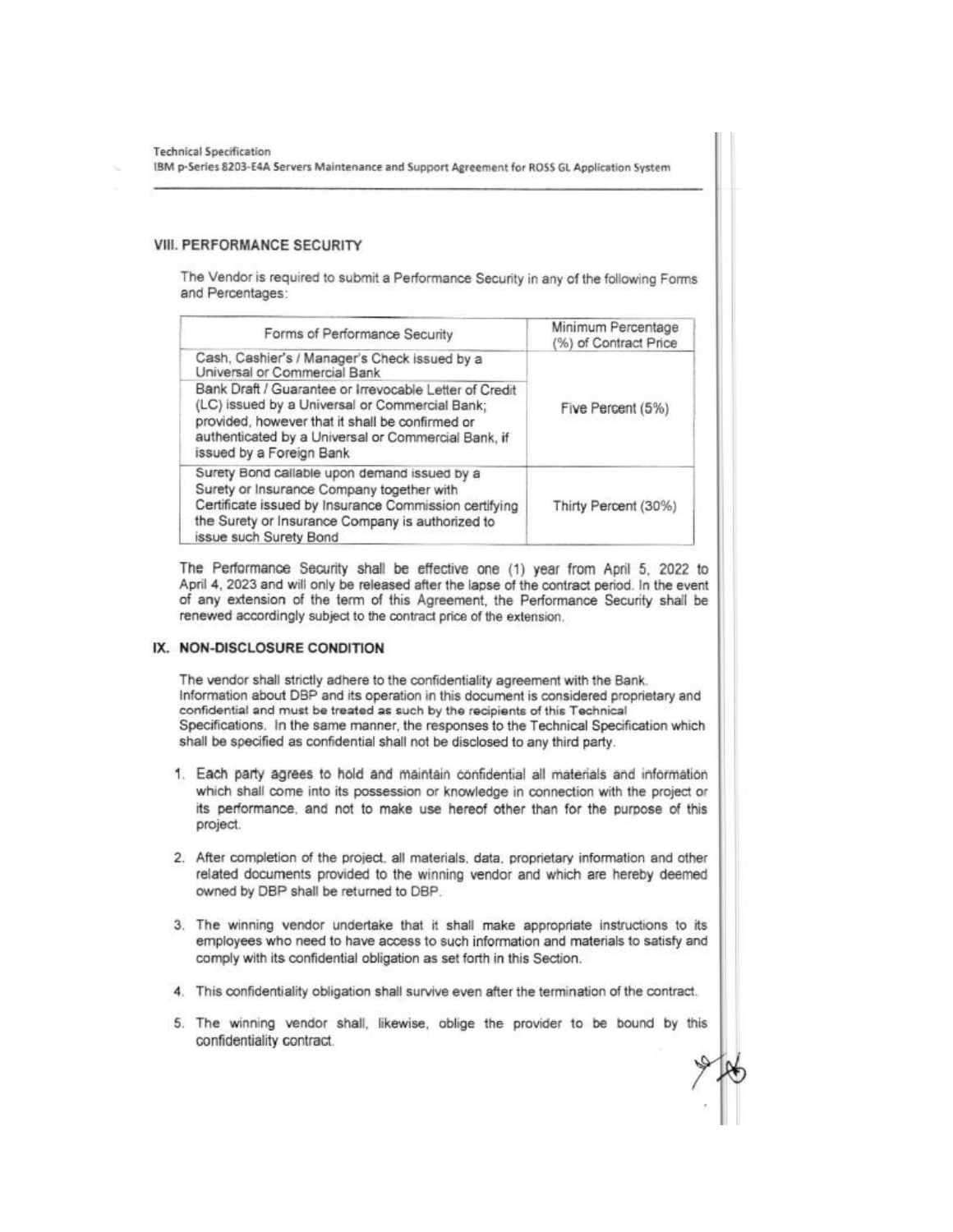## VIII. PERFORMANCE SECURITY

The Vendor is required to submit a Performance Security in any of the following Forms and Percentages:

| Forms of Performance Security | Minimum Percentage (%) of Contract Price |
|---|---|
| Cash, Cashier's / Manager's Check issued by a Universal or Commercial Bank | Five Percent (5%) |
| Bank Draft / Guarantee or Irrevocable Letter of Credit (LC) issued by a Universal or Commercial Bank; provided, however that it shall be confirmed or authenticated by a Universal or Commercial Bank, if issued by a Foreign Bank | |
| Surety Bond callable upon demand issued by a Surety or Insurance Company together with Certificate issued by Insurance Commission certifying the Surety or Insurance Company is authorized to issue such Surety Bond | Thirty Percent (30%) |

The Performance Security shall be effective one (1) year from April 5, 2022 to April 4, 2023 and will only be released after the lapse of the contract period. In the event of any extension of the term of this Agreement, the Performance Security shall be renewed accordingly subject to the contract price of the extension.

## IX. NON-DISCLOSURE CONDITION

The vendor shall strictly adhere to the confidentiality agreement with the Bank. Information about DBP and its operation in this document is considered proprietary and confidential and must be treated as such by the recipients of this Technical Specifications. In the same manner, the responses to the Technical Specification which shall be specified as confidential shall not be disclosed to any third party.

1. Each party agrees to hold and maintain confidential all materials and information which shall come into its possession or knowledge in connection with the project or its performance, and not to make use hereof other than for the purpose of this project.

2. After completion of the project, all materials, data, proprietary information and other related documents provided to the winning vendor and which are hereby deemed owned by DBP shall be returned to DBP.

3. The winning vendor undertake that it shall make appropriate instructions to its employees who need to have access to such information and materials to satisfy and comply with its confidential obligation as set forth in this Section.

4. This confidentiality obligation shall survive even after the termination of the contract.

5. The winning vendor shall, likewise, oblige the provider to be bound by this confidentiality contract.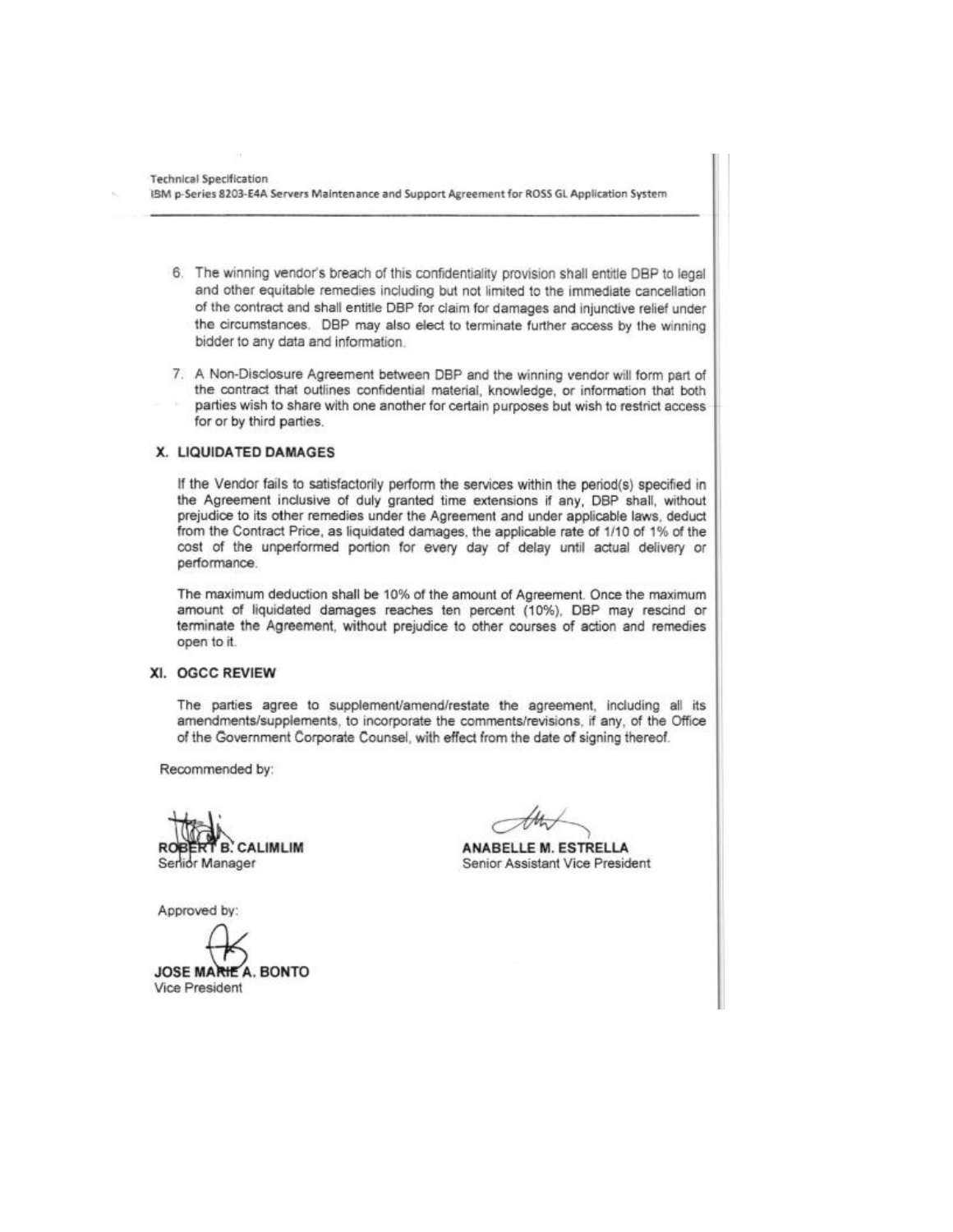6. The winning vendor's breach of this confidentiality provision shall entitle DBP to legal and other equitable remedies including but not limited to the immediate cancellation of the contract and shall entitle DBP for claim for damages and injunctive relief under the circumstances. DBP may also elect to terminate further access by the winning bidder to any data and information.

7. A Non-Disclosure Agreement between DBP and the winning vendor will form part of the contract that outlines confidential material, knowledge, or information that both parties wish to share with one another for certain purposes but wish to restrict access for or by third parties.

## X. LIQUIDATED DAMAGES

If the Vendor fails to satisfactorily perform the services within the period(s) specified in the Agreement inclusive of duly granted time extensions if any, DBP shall, without prejudice to its other remedies under the Agreement and under applicable laws, deduct from the Contract Price, as liquidated damages, the applicable rate of 1/10 of 1% of the cost of the unperformed portion for every day of delay until actual delivery or performance.

The maximum deduction shall be 10% of the amount of Agreement. Once the maximum amount of liquidated damages reaches ten percent (10%), DBP may rescind or terminate the Agreement, without prejudice to other courses of action and remedies open to it.

## XI. OGCC REVIEW

The parties agree to supplement/amend/restate the agreement, including all its amendments/supplements, to incorporate the comments/revisions, if any, of the Office of the Government Corporate Counsel, with effect from the date of signing thereof.

Recommended by:

**ROBERT B. CALIMLIM**
Senior Manager

**ANABELLE M. ESTRELLA**
Senior Assistant Vice President

Approved by:

**JOSE MARIE A. BONTO**
Vice President